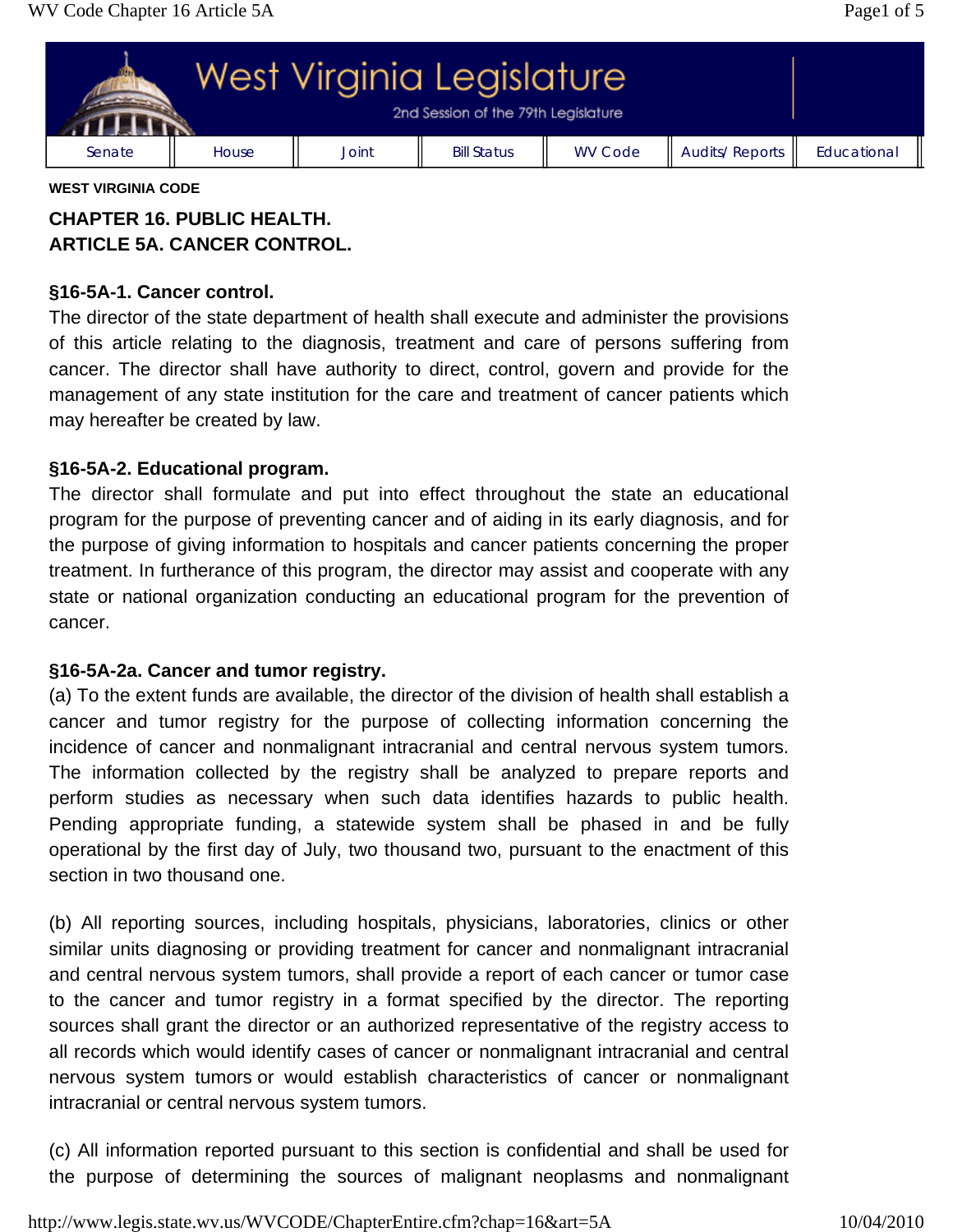WEST VIRGINIA CODE

## CHAPTER 16. PUBLIC HEALTH.
## ARTICLE 5A. CANCER CONTROL.

### §16-5A-1. Cancer control.

The director of the state department of health shall execute and administer the provisions of this article relating to the diagnosis, treatment and care of persons suffering from cancer. The director shall have authority to direct, control, govern and provide for the management of any state institution for the care and treatment of cancer patients which may hereafter be created by law.

### §16-5A-2. Educational program.

The director shall formulate and put into effect throughout the state an educational program for the purpose of preventing cancer and of aiding in its early diagnosis, and for the purpose of giving information to hospitals and cancer patients concerning the proper treatment. In furtherance of this program, the director may assist and cooperate with any state or national organization conducting an educational program for the prevention of cancer.

### §16-5A-2a. Cancer and tumor registry.

(a) To the extent funds are available, the director of the division of health shall establish a cancer and tumor registry for the purpose of collecting information concerning the incidence of cancer and nonmalignant intracranial and central nervous system tumors. The information collected by the registry shall be analyzed to prepare reports and perform studies as necessary when such data identifies hazards to public health. Pending appropriate funding, a statewide system shall be phased in and be fully operational by the first day of July, two thousand two, pursuant to the enactment of this section in two thousand one.

(b) All reporting sources, including hospitals, physicians, laboratories, clinics or other similar units diagnosing or providing treatment for cancer and nonmalignant intracranial and central nervous system tumors, shall provide a report of each cancer or tumor case to the cancer and tumor registry in a format specified by the director. The reporting sources shall grant the director or an authorized representative of the registry access to all records which would identify cases of cancer or nonmalignant intracranial and central nervous system tumors or would establish characteristics of cancer or nonmalignant intracranial or central nervous system tumors.

(c) All information reported pursuant to this section is confidential and shall be used for the purpose of determining the sources of malignant neoplasms and nonmalignant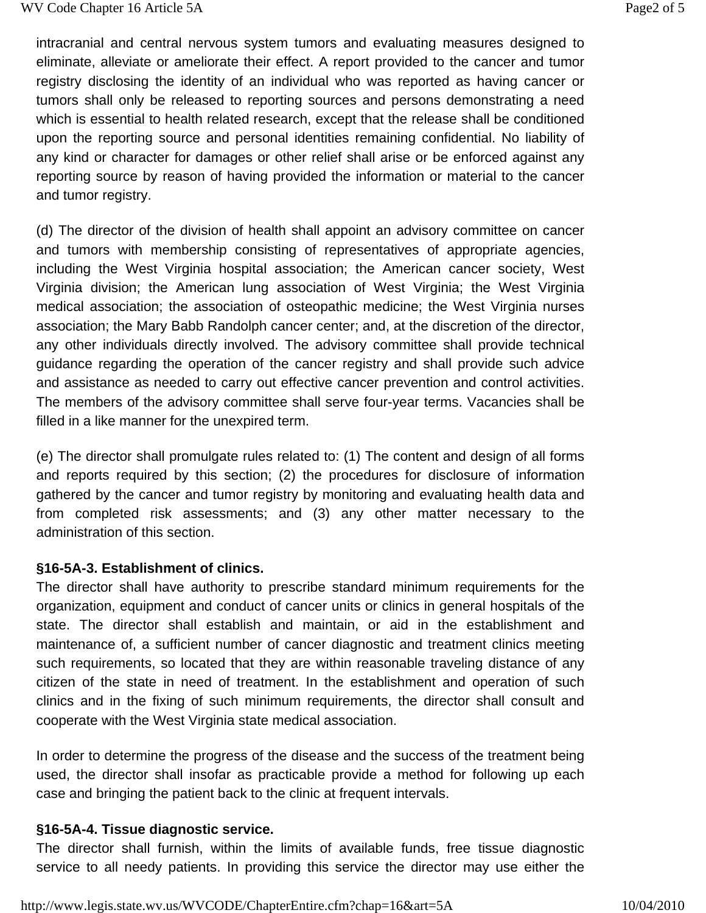intracranial and central nervous system tumors and evaluating measures designed to eliminate, alleviate or ameliorate their effect. A report provided to the cancer and tumor registry disclosing the identity of an individual who was reported as having cancer or tumors shall only be released to reporting sources and persons demonstrating a need which is essential to health related research, except that the release shall be conditioned upon the reporting source and personal identities remaining confidential. No liability of any kind or character for damages or other relief shall arise or be enforced against any reporting source by reason of having provided the information or material to the cancer and tumor registry.

(d) The director of the division of health shall appoint an advisory committee on cancer and tumors with membership consisting of representatives of appropriate agencies, including the West Virginia hospital association; the American cancer society, West Virginia division; the American lung association of West Virginia; the West Virginia medical association; the association of osteopathic medicine; the West Virginia nurses association; the Mary Babb Randolph cancer center; and, at the discretion of the director, any other individuals directly involved. The advisory committee shall provide technical guidance regarding the operation of the cancer registry and shall provide such advice and assistance as needed to carry out effective cancer prevention and control activities. The members of the advisory committee shall serve four-year terms. Vacancies shall be filled in a like manner for the unexpired term.

(e) The director shall promulgate rules related to: (1) The content and design of all forms and reports required by this section; (2) the procedures for disclosure of information gathered by the cancer and tumor registry by monitoring and evaluating health data and from completed risk assessments; and (3) any other matter necessary to the administration of this section.

**§16-5A-3. Establishment of clinics.**

The director shall have authority to prescribe standard minimum requirements for the organization, equipment and conduct of cancer units or clinics in general hospitals of the state. The director shall establish and maintain, or aid in the establishment and maintenance of, a sufficient number of cancer diagnostic and treatment clinics meeting such requirements, so located that they are within reasonable traveling distance of any citizen of the state in need of treatment. In the establishment and operation of such clinics and in the fixing of such minimum requirements, the director shall consult and cooperate with the West Virginia state medical association.

In order to determine the progress of the disease and the success of the treatment being used, the director shall insofar as practicable provide a method for following up each case and bringing the patient back to the clinic at frequent intervals.

**§16-5A-4. Tissue diagnostic service.**

The director shall furnish, within the limits of available funds, free tissue diagnostic service to all needy patients. In providing this service the director may use either the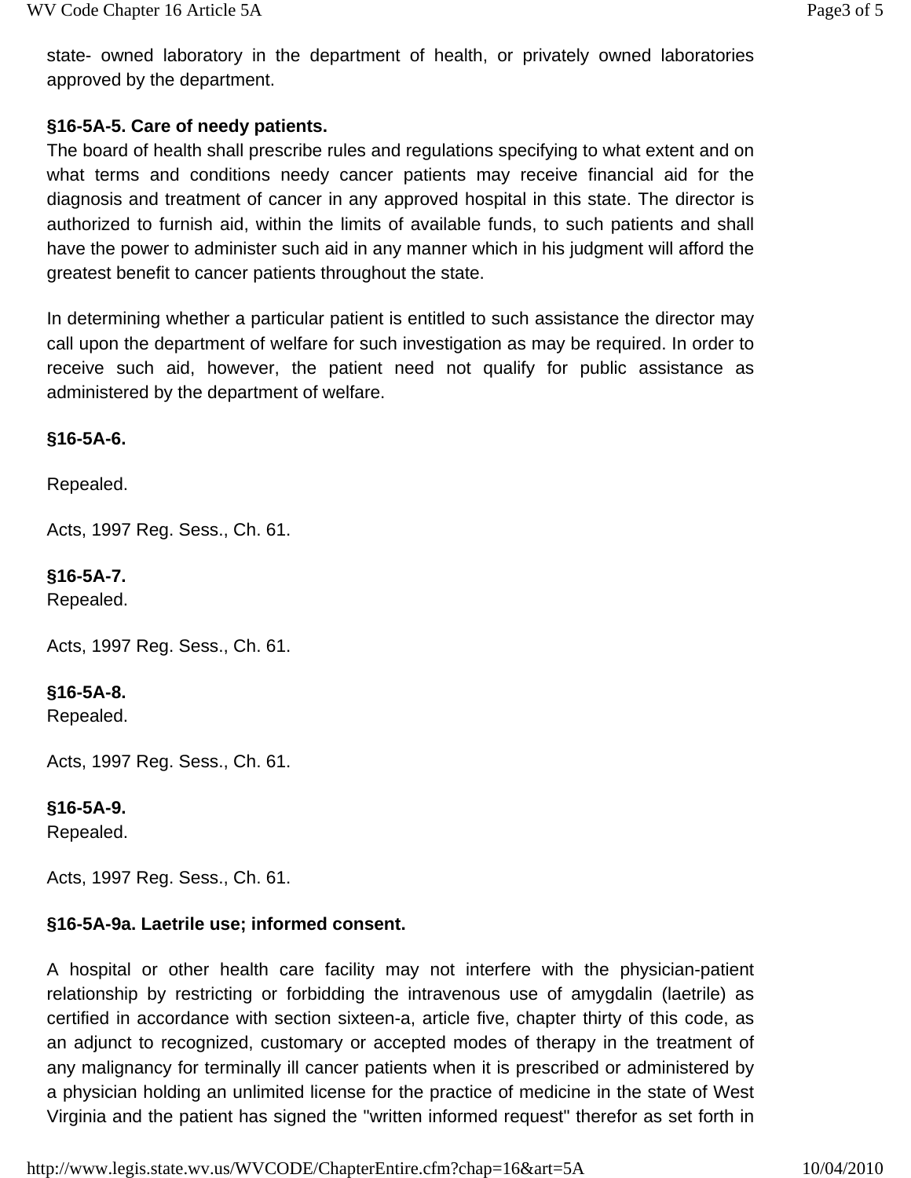state- owned laboratory in the department of health, or privately owned laboratories approved by the department.

**§16-5A-5. Care of needy patients.**

The board of health shall prescribe rules and regulations specifying to what extent and on what terms and conditions needy cancer patients may receive financial aid for the diagnosis and treatment of cancer in any approved hospital in this state. The director is authorized to furnish aid, within the limits of available funds, to such patients and shall have the power to administer such aid in any manner which in his judgment will afford the greatest benefit to cancer patients throughout the state.

In determining whether a particular patient is entitled to such assistance the director may call upon the department of welfare for such investigation as may be required. In order to receive such aid, however, the patient need not qualify for public assistance as administered by the department of welfare.

**§16-5A-6.**

Repealed.

Acts, 1997 Reg. Sess., Ch. 61.

**§16-5A-7.**

Repealed.

Acts, 1997 Reg. Sess., Ch. 61.

**§16-5A-8.**

Repealed.

Acts, 1997 Reg. Sess., Ch. 61.

**§16-5A-9.**

Repealed.

Acts, 1997 Reg. Sess., Ch. 61.

**§16-5A-9a. Laetrile use; informed consent.**

A hospital or other health care facility may not interfere with the physician-patient relationship by restricting or forbidding the intravenous use of amygdalin (laetrile) as certified in accordance with section sixteen-a, article five, chapter thirty of this code, as an adjunct to recognized, customary or accepted modes of therapy in the treatment of any malignancy for terminally ill cancer patients when it is prescribed or administered by a physician holding an unlimited license for the practice of medicine in the state of West Virginia and the patient has signed the "written informed request" therefor as set forth in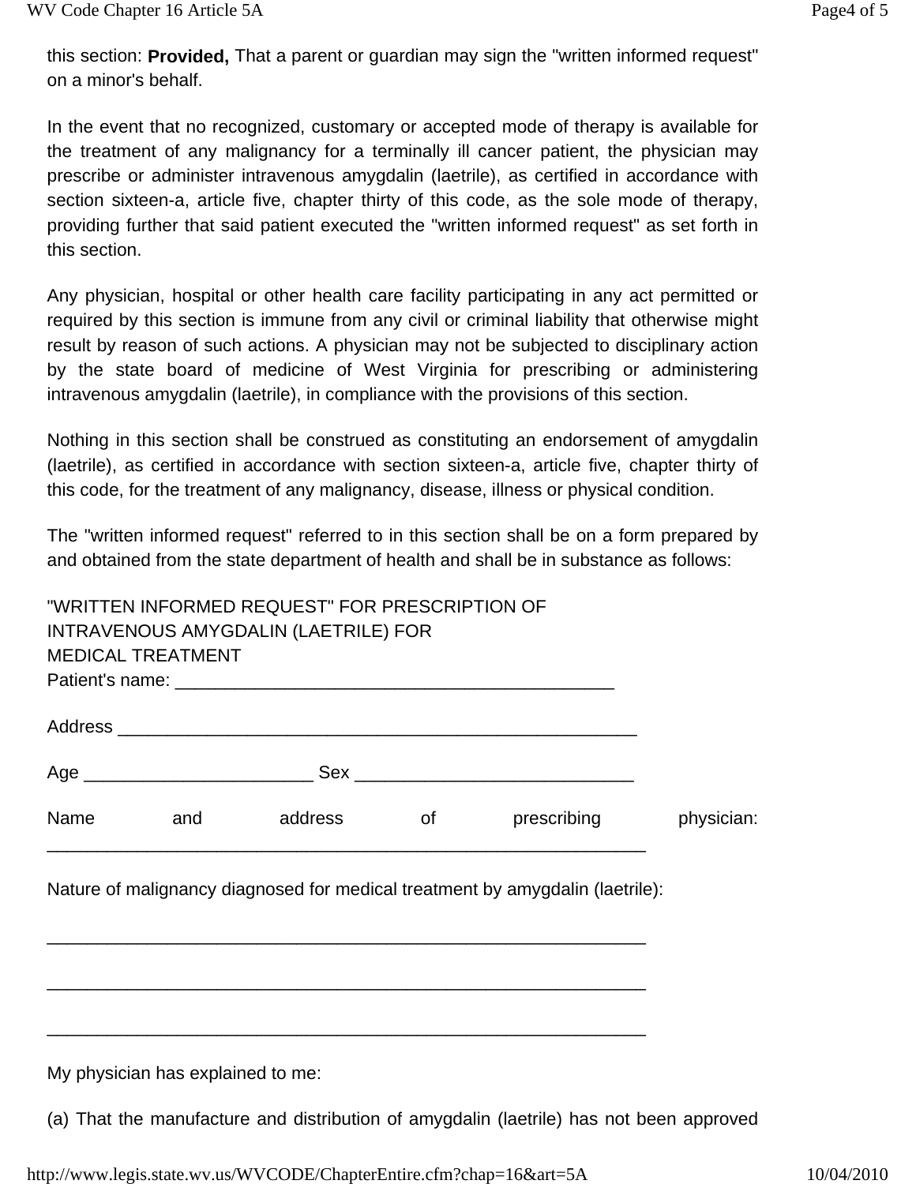this section: **Provided,** That a parent or guardian may sign the "written informed request" on a minor's behalf.

In the event that no recognized, customary or accepted mode of therapy is available for the treatment of any malignancy for a terminally ill cancer patient, the physician may prescribe or administer intravenous amygdalin (laetrile), as certified in accordance with section sixteen-a, article five, chapter thirty of this code, as the sole mode of therapy, providing further that said patient executed the "written informed request" as set forth in this section.

Any physician, hospital or other health care facility participating in any act permitted or required by this section is immune from any civil or criminal liability that otherwise might result by reason of such actions. A physician may not be subjected to disciplinary action by the state board of medicine of West Virginia for prescribing or administering intravenous amygdalin (laetrile), in compliance with the provisions of this section.

Nothing in this section shall be construed as constituting an endorsement of amygdalin (laetrile), as certified in accordance with section sixteen-a, article five, chapter thirty of this code, for the treatment of any malignancy, disease, illness or physical condition.

The "written informed request" referred to in this section shall be on a form prepared by and obtained from the state department of health and shall be in substance as follows:

"WRITTEN INFORMED REQUEST" FOR PRESCRIPTION OF
INTRAVENOUS AMYGDALIN (LAETRILE) FOR
MEDICAL TREATMENT

Patient's name: ____________________________________________

Address ____________________________________________________

Age ______________________ Sex ___________________________

Name and address of prescribing physician:
____________________________________________________________

Nature of malignancy diagnosed for medical treatment by amygdalin (laetrile):

____________________________________________________________

____________________________________________________________

____________________________________________________________

My physician has explained to me:

(a) That the manufacture and distribution of amygdalin (laetrile) has not been approved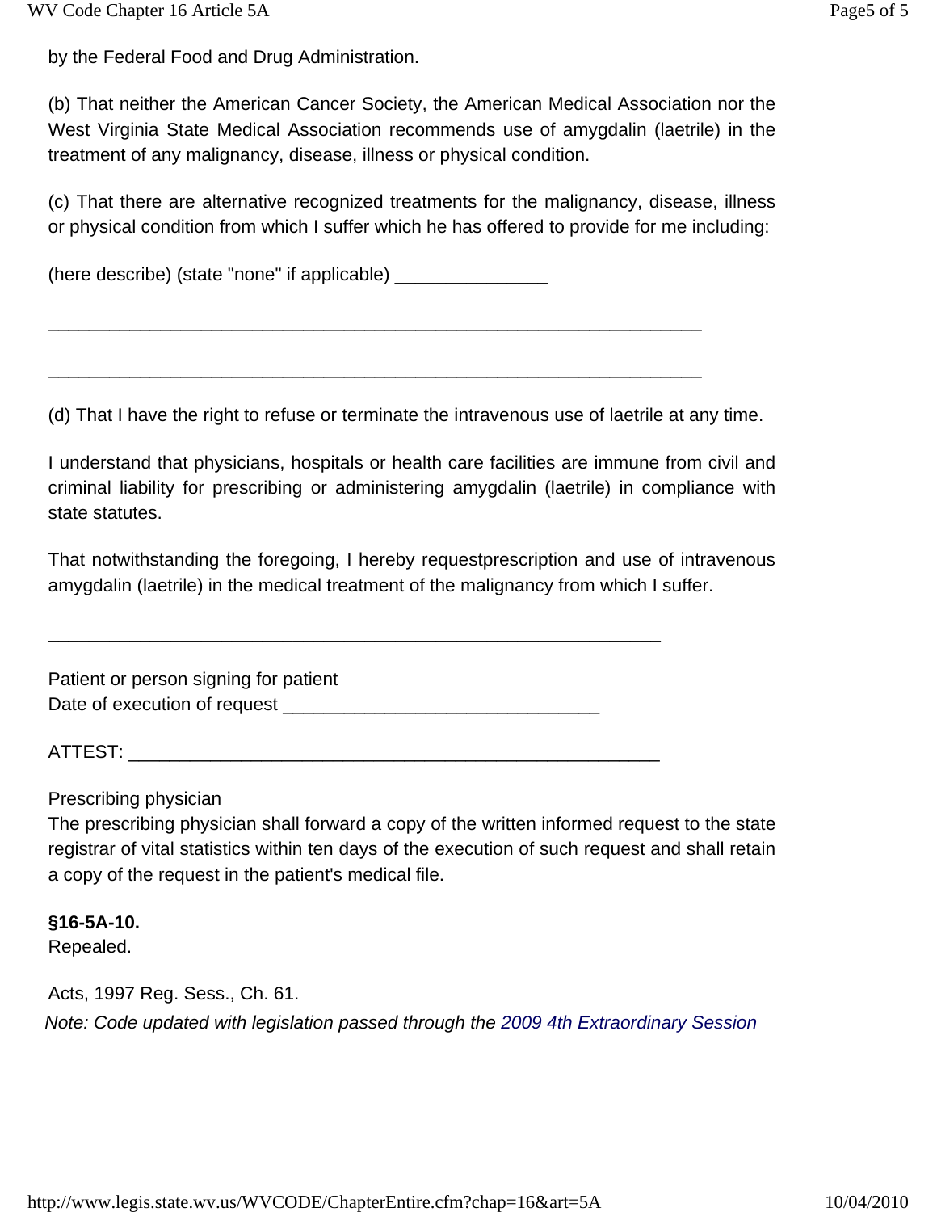by the Federal Food and Drug Administration.

(b) That neither the American Cancer Society, the American Medical Association nor the West Virginia State Medical Association recommends use of amygdalin (laetrile) in the treatment of any malignancy, disease, illness or physical condition.

(c) That there are alternative recognized treatments for the malignancy, disease, illness or physical condition from which I suffer which he has offered to provide for me including:

(here describe) (state "none" if applicable) _______________

_________________________________________________________________

_________________________________________________________________

(d) That I have the right to refuse or terminate the intravenous use of laetrile at any time.

I understand that physicians, hospitals or health care facilities are immune from civil and criminal liability for prescribing or administering amygdalin (laetrile) in compliance with state statutes.

That notwithstanding the foregoing, I hereby requestprescription and use of intravenous amygdalin (laetrile) in the medical treatment of the malignancy from which I suffer.

_____________________________________________________________

Patient or person signing for patient
Date of execution of request _______________________________

ATTEST: _____________________________________________________

Prescribing physician
The prescribing physician shall forward a copy of the written informed request to the state registrar of vital statistics within ten days of the execution of such request and shall retain a copy of the request in the patient's medical file.

**§16-5A-10.**
Repealed.

Acts, 1997 Reg. Sess., Ch. 61.

*Note: Code updated with legislation passed through the 2009 4th Extraordinary Session*